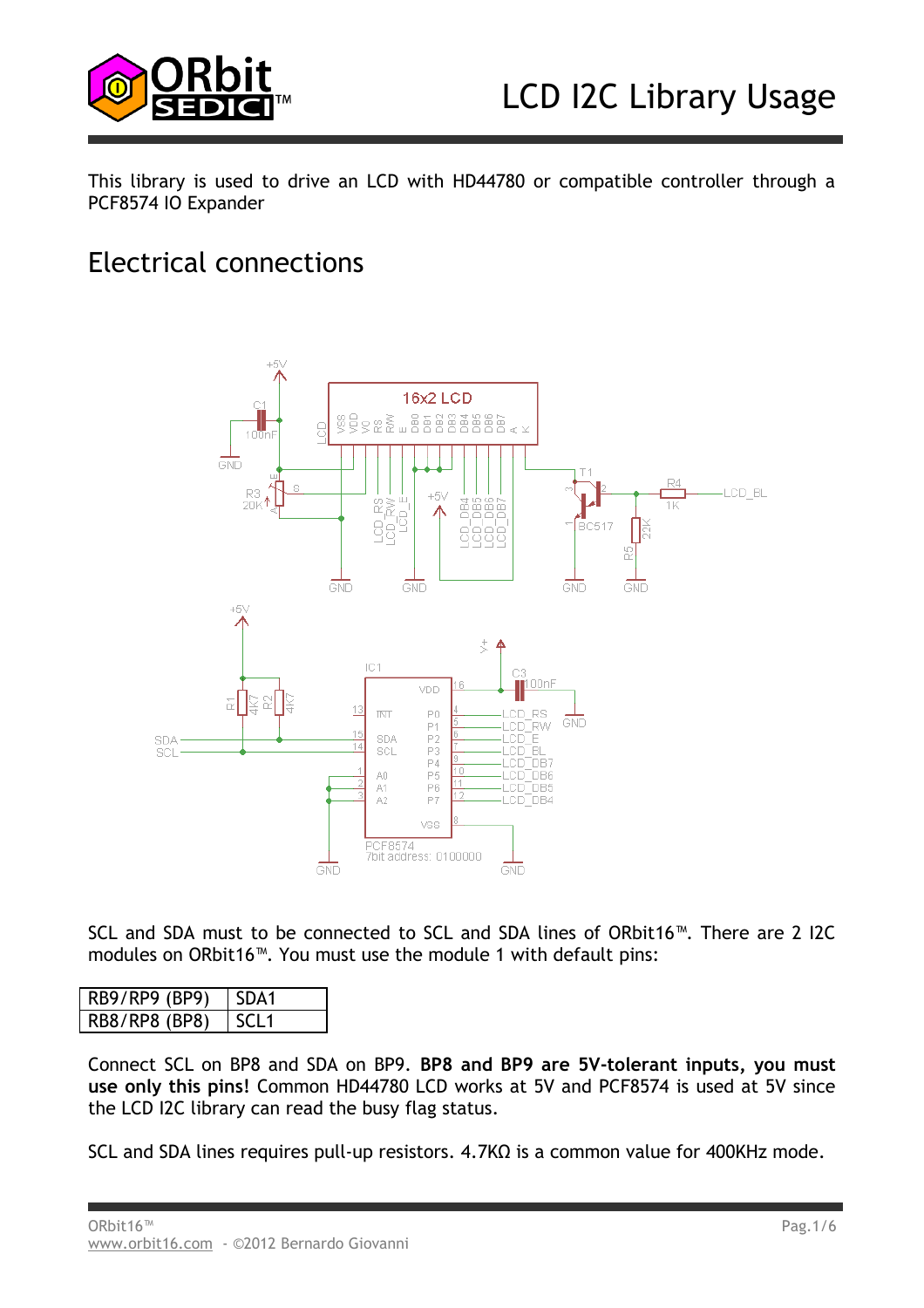# LCD I2C Library Usage

This library is used to drive an LCD with HD44780 or compatible controller through a PCF8574 IO Expander

## Electrical connections

SCL and SDA must to be connected to SCL and SDA lines of ORbit16™. There are 2 I2C modules on ORbit16™. You must use the module 1 with default pins:

| RB9/RP9 (BP9) | SDA1 |
|---|---|
| RB8/RP8 (BP8) | SCL1 |

Connect SCL on BP8 and SDA on BP9. **BP8 and BP9 are 5V-tolerant inputs, you must use only this pins!** Common HD44780 LCD works at 5V and PCF8574 is used at 5V since the LCD I2C library can read the busy flag status.

SCL and SDA lines requires pull-up resistors. 4.7KΩ is a common value for 400KHz mode.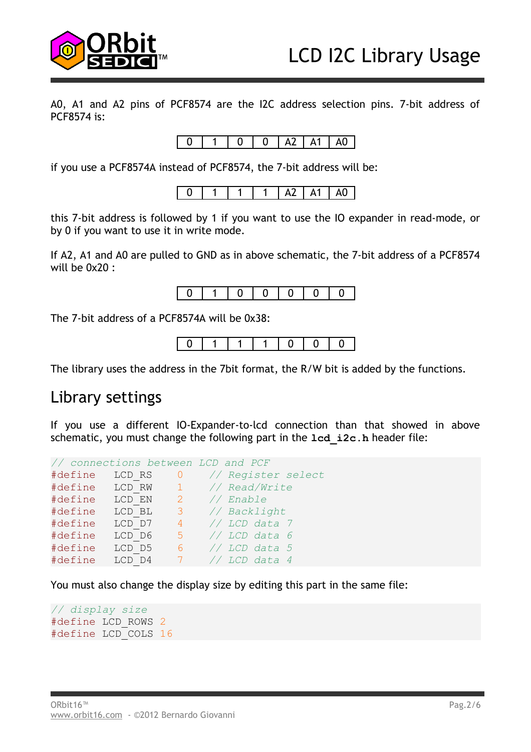A0, A1 and A2 pins of PCF8574 are the I2C address selection pins. 7-bit address of PCF8574 is:

| 0 | 1 | 0 | 0 | A2 | A1 | A0 |
|---|---|---|---|---|---|---|

if you use a PCF8574A instead of PCF8574, the 7-bit address will be:

| 0 | 1 | 1 | 1 | A2 | A1 | A0 |
|---|---|---|---|---|---|---|

this 7-bit address is followed by 1 if you want to use the IO expander in read-mode, or by 0 if you want to use it in write mode.

If A2, A1 and A0 are pulled to GND as in above schematic, the 7-bit address of a PCF8574 will be 0x20 :

| 0 | 1 | 0 | 0 | 0 | 0 | 0 |
|---|---|---|---|---|---|---|

The 7-bit address of a PCF8574A will be 0x38:

| 0 | 1 | 1 | 1 | 0 | 0 | 0 |
|---|---|---|---|---|---|---|

The library uses the address in the 7bit format, the R/W bit is added by the functions.

## Library settings

If you use a different IO-Expander-to-lcd connection than that showed in above schematic, you must change the following part in the **lcd_i2c.h** header file:

```
// connections between LCD and PCF
#define   LCD_RS    0   // Register select
#define   LCD_RW    1   // Read/Write
#define   LCD_EN    2   // Enable
#define   LCD_BL    3   // Backlight
#define   LCD_D7    4   // LCD data 7
#define   LCD_D6    5   // LCD data 6
#define   LCD_D5    6   // LCD data 5
#define   LCD_D4    7   // LCD data 4
```

You must also change the display size by editing this part in the same file:

```
// display size
#define LCD_ROWS 2
#define LCD_COLS 16
```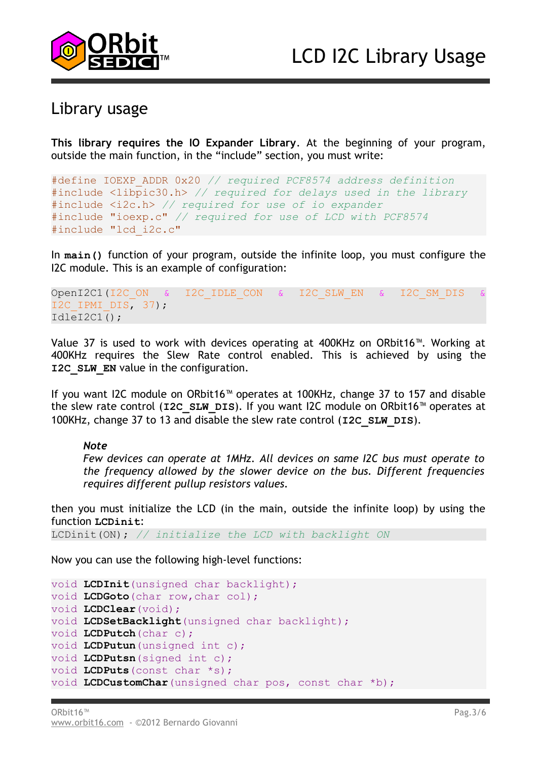## Library usage

**This library requires the IO Expander Library**. At the beginning of your program, outside the main function, in the "include" section, you must write:

```
#define IOEXP_ADDR 0x20 // required PCF8574 address definition
#include <libpic30.h> // required for delays used in the library
#include <i2c.h> // required for use of io expander
#include "ioexp.c" // required for use of LCD with PCF8574
#include "lcd_i2c.c"
```

In **`main()`** function of your program, outside the infinite loop, you must configure the I2C module. This is an example of configuration:

```
OpenI2C1(I2C_ON & I2C_IDLE_CON & I2C_SLW_EN & I2C_SM_DIS &
I2C_IPMI_DIS, 37);
IdleI2C1();
```

Value 37 is used to work with devices operating at 400KHz on ORbit16™. Working at 400KHz requires the Slew Rate control enabled. This is achieved by using the **`I2C_SLW_EN`** value in the configuration.

If you want I2C module on ORbit16™ operates at 100KHz, change 37 to 157 and disable the slew rate control (**`I2C_SLW_DIS`**). If you want I2C module on ORbit16™ operates at 100KHz, change 37 to 13 and disable the slew rate control (**`I2C_SLW_DIS`**).

> ***Note***
> *Few devices can operate at 1MHz. All devices on same I2C bus must operate to the frequency allowed by the slower device on the bus. Different frequencies requires different pullup resistors values.*

then you must initialize the LCD (in the main, outside the infinite loop) by using the function **`LCDinit`**:

```
LCDinit(ON); // initialize the LCD with backlight ON
```

Now you can use the following high-level functions:

```
void LCDInit(unsigned char backlight);
void LCDGoto(char row,char col);
void LCDClear(void);
void LCDSetBacklight(unsigned char backlight);
void LCDPutch(char c);
void LCDPutun(unsigned int c);
void LCDPutsn(signed int c);
void LCDPuts(const char *s);
void LCDCustomChar(unsigned char pos, const char *b);
```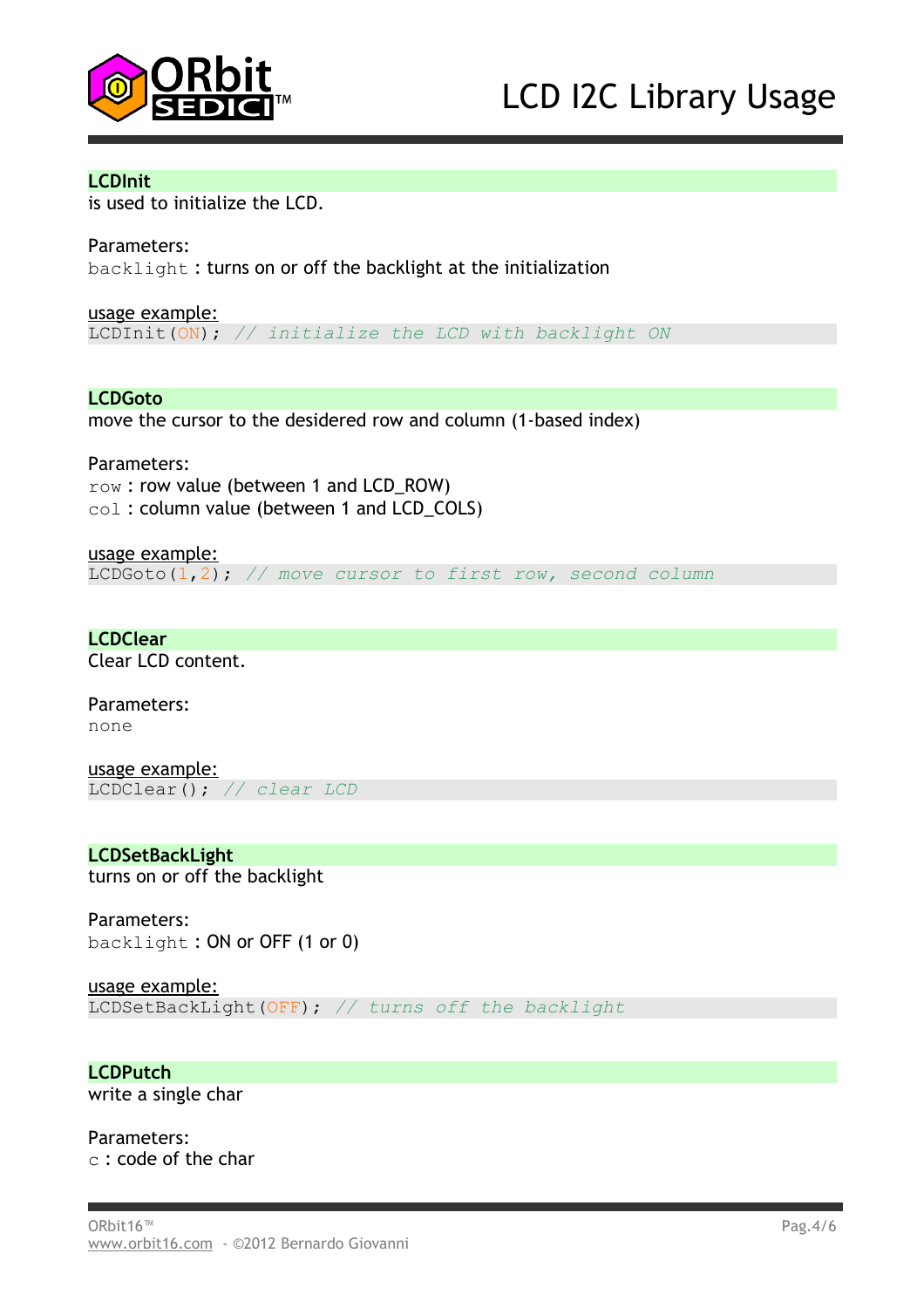### LCDInit

is used to initialize the LCD.

Parameters:
`backlight` : turns on or off the backlight at the initialization

usage example:

```
LCDInit(ON); // initialize the LCD with backlight ON
```

### LCDGoto

move the cursor to the desidered row and column (1-based index)

Parameters:
`row` : row value (between 1 and LCD_ROW)
`col` : column value (between 1 and LCD_COLS)

usage example:

```
LCDGoto(1,2); // move cursor to first row, second column
```

### LCDClear

Clear LCD content.

Parameters:
`none`

usage example:

```
LCDClear(); // clear LCD
```

### LCDSetBackLight

turns on or off the backlight

Parameters:
`backlight` : ON or OFF (1 or 0)

usage example:

```
LCDSetBackLight(OFF); // turns off the backlight
```

### LCDPutch

write a single char

Parameters:
`c` : code of the char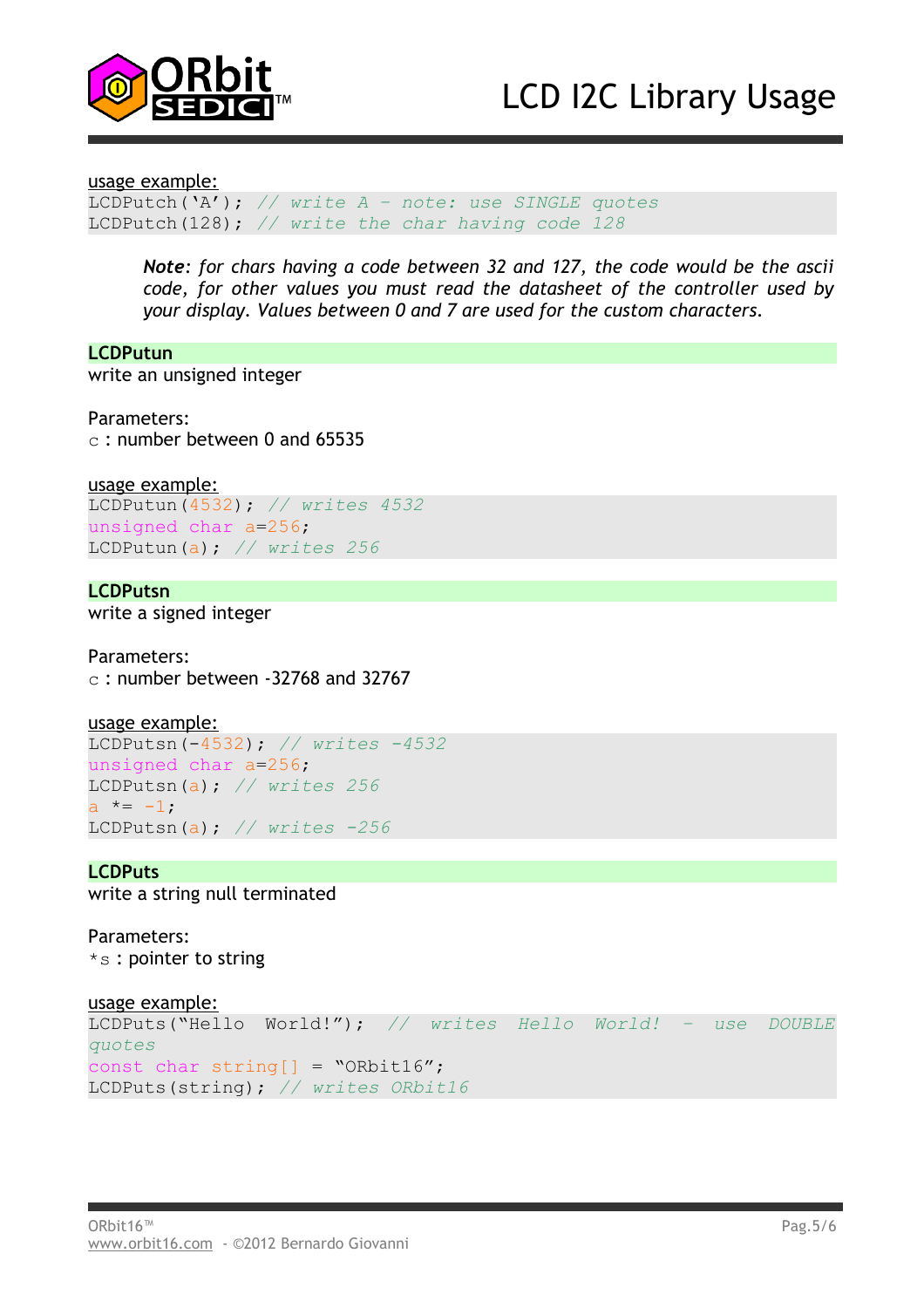usage example:

```
LCDPutch('A'); // write A - note: use SINGLE quotes
LCDPutch(128); // write the char having code 128
```

> ***Note**: for chars having a code between 32 and 127, the code would be the ascii code, for other values you must read the datasheet of the controller used by your display. Values between 0 and 7 are used for the custom characters.*

### LCDPutun

write an unsigned integer

Parameters:
`c` : number between 0 and 65535

usage example:

```
LCDPutun(4532); // writes 4532
unsigned char a=256;
LCDPutun(a); // writes 256
```

### LCDPutsn

write a signed integer

Parameters:
`c` : number between -32768 and 32767

usage example:

```
LCDPutsn(-4532); // writes -4532
unsigned char a=256;
LCDPutsn(a); // writes 256
a *= -1;
LCDPutsn(a); // writes -256
```

### LCDPuts

write a string null terminated

Parameters:
`*s` : pointer to string

usage example:

```
LCDPuts("Hello World!"); // writes Hello World! - use DOUBLE quotes
const char string[] = "ORbit16";
LCDPuts(string); // writes ORbit16
```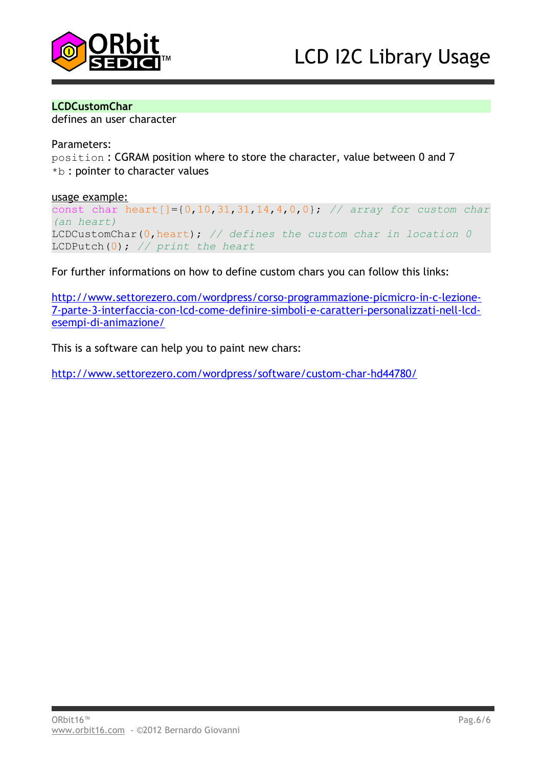**LCDCustomChar**

defines an user character

Parameters:

`position` : CGRAM position where to store the character, value between 0 and 7

`*b` : pointer to character values

usage example:

```
const char heart[]={0,10,31,31,14,4,0,0}; // array for custom char (an heart)
LCDCustomChar(0,heart); // defines the custom char in location 0
LCDPutch(0); // print the heart
```

For further informations on how to define custom chars you can follow this links:

http://www.settorezero.com/wordpress/corso-programmazione-picmicro-in-c-lezione-7-parte-3-interfaccia-con-lcd-come-definire-simboli-e-caratteri-personalizzati-nell-lcd-esempi-di-animazione/

This is a software can help you to paint new chars:

http://www.settorezero.com/wordpress/software/custom-char-hd44780/